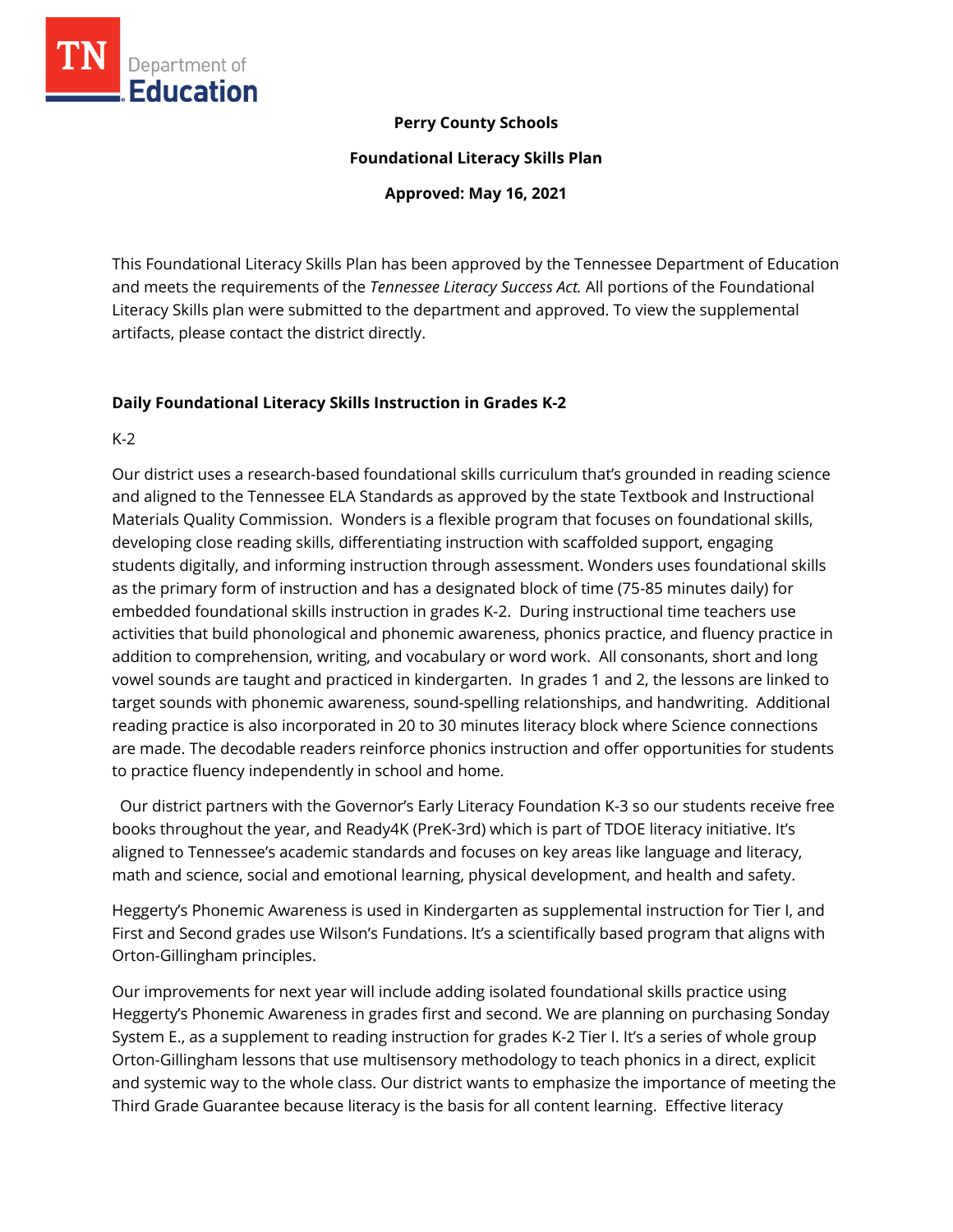**Perry County Schools**

**Foundational Literacy Skills Plan**

**Approved: May 16, 2021**

This Foundational Literacy Skills Plan has been approved by the Tennessee Department of Education and meets the requirements of the *Tennessee Literacy Success Act.* All portions of the Foundational Literacy Skills plan were submitted to the department and approved. To view the supplemental artifacts, please contact the district directly.

## Daily Foundational Literacy Skills Instruction in Grades K-2

K-2

Our district uses a research-based foundational skills curriculum that's grounded in reading science and aligned to the Tennessee ELA Standards as approved by the state Textbook and Instructional Materials Quality Commission. Wonders is a flexible program that focuses on foundational skills, developing close reading skills, differentiating instruction with scaffolded support, engaging students digitally, and informing instruction through assessment. Wonders uses foundational skills as the primary form of instruction and has a designated block of time (75-85 minutes daily) for embedded foundational skills instruction in grades K-2. During instructional time teachers use activities that build phonological and phonemic awareness, phonics practice, and fluency practice in addition to comprehension, writing, and vocabulary or word work. All consonants, short and long vowel sounds are taught and practiced in kindergarten. In grades 1 and 2, the lessons are linked to target sounds with phonemic awareness, sound-spelling relationships, and handwriting. Additional reading practice is also incorporated in 20 to 30 minutes literacy block where Science connections are made. The decodable readers reinforce phonics instruction and offer opportunities for students to practice fluency independently in school and home.

Our district partners with the Governor's Early Literacy Foundation K-3 so our students receive free books throughout the year, and Ready4K (PreK-3rd) which is part of TDOE literacy initiative. It's aligned to Tennessee's academic standards and focuses on key areas like language and literacy, math and science, social and emotional learning, physical development, and health and safety.

Heggerty's Phonemic Awareness is used in Kindergarten as supplemental instruction for Tier I, and First and Second grades use Wilson's Fundations. It's a scientifically based program that aligns with Orton-Gillingham principles.

Our improvements for next year will include adding isolated foundational skills practice using Heggerty's Phonemic Awareness in grades first and second. We are planning on purchasing Sonday System E., as a supplement to reading instruction for grades K-2 Tier I. It's a series of whole group Orton-Gillingham lessons that use multisensory methodology to teach phonics in a direct, explicit and systemic way to the whole class. Our district wants to emphasize the importance of meeting the Third Grade Guarantee because literacy is the basis for all content learning. Effective literacy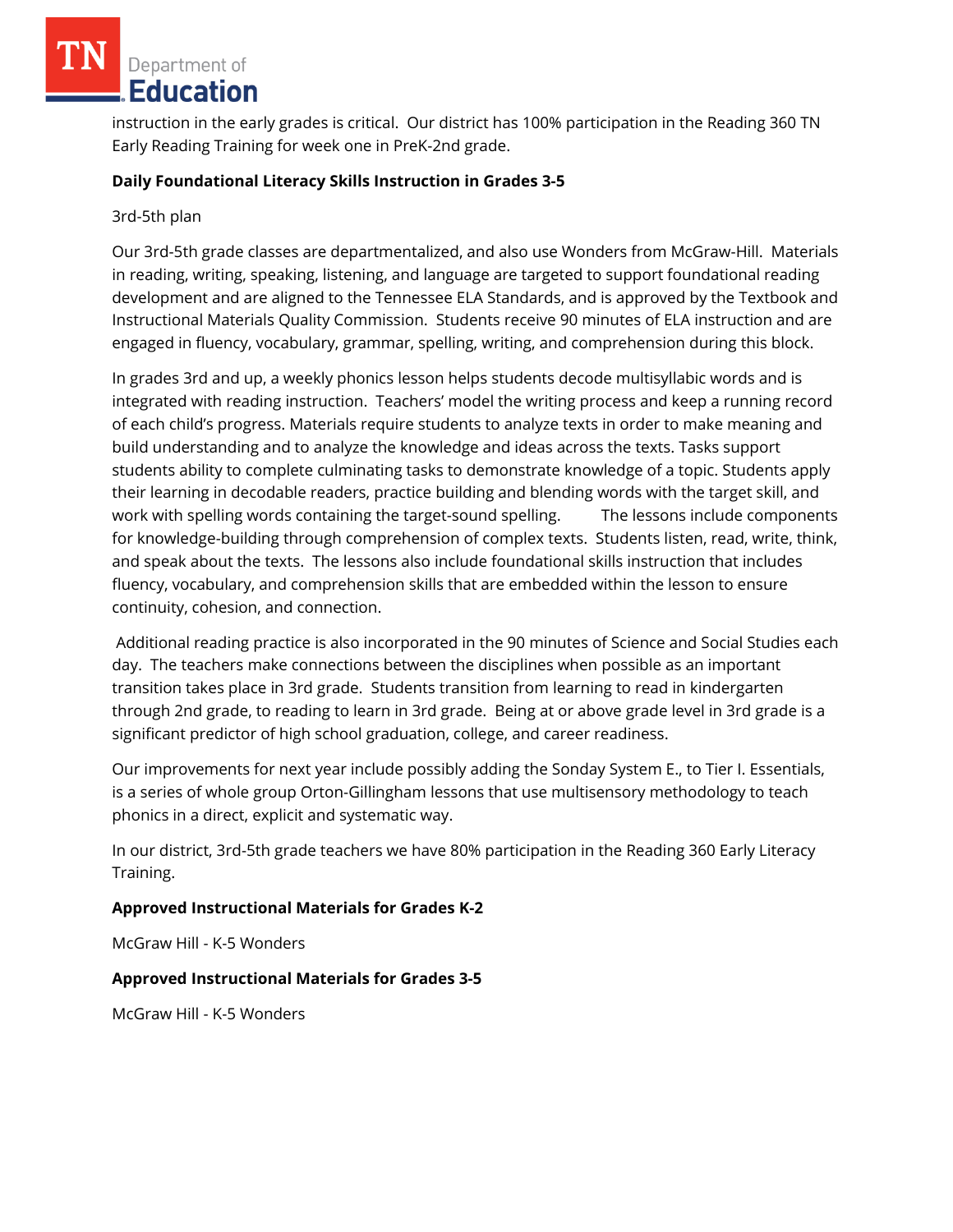instruction in the early grades is critical. Our district has 100% participation in the Reading 360 TN Early Reading Training for week one in PreK-2nd grade.

**Daily Foundational Literacy Skills Instruction in Grades 3-5**

3rd-5th plan

Our 3rd-5th grade classes are departmentalized, and also use Wonders from McGraw-Hill. Materials in reading, writing, speaking, listening, and language are targeted to support foundational reading development and are aligned to the Tennessee ELA Standards, and is approved by the Textbook and Instructional Materials Quality Commission. Students receive 90 minutes of ELA instruction and are engaged in fluency, vocabulary, grammar, spelling, writing, and comprehension during this block.

In grades 3rd and up, a weekly phonics lesson helps students decode multisyllabic words and is integrated with reading instruction. Teachers' model the writing process and keep a running record of each child's progress. Materials require students to analyze texts in order to make meaning and build understanding and to analyze the knowledge and ideas across the texts. Tasks support students ability to complete culminating tasks to demonstrate knowledge of a topic. Students apply their learning in decodable readers, practice building and blending words with the target skill, and work with spelling words containing the target-sound spelling. The lessons include components for knowledge-building through comprehension of complex texts. Students listen, read, write, think, and speak about the texts. The lessons also include foundational skills instruction that includes fluency, vocabulary, and comprehension skills that are embedded within the lesson to ensure continuity, cohesion, and connection.

Additional reading practice is also incorporated in the 90 minutes of Science and Social Studies each day. The teachers make connections between the disciplines when possible as an important transition takes place in 3rd grade. Students transition from learning to read in kindergarten through 2nd grade, to reading to learn in 3rd grade. Being at or above grade level in 3rd grade is a significant predictor of high school graduation, college, and career readiness.

Our improvements for next year include possibly adding the Sonday System E., to Tier I. Essentials, is a series of whole group Orton-Gillingham lessons that use multisensory methodology to teach phonics in a direct, explicit and systematic way.

In our district, 3rd-5th grade teachers we have 80% participation in the Reading 360 Early Literacy Training.

**Approved Instructional Materials for Grades K-2**

McGraw Hill - K-5 Wonders

**Approved Instructional Materials for Grades 3-5**

McGraw Hill - K-5 Wonders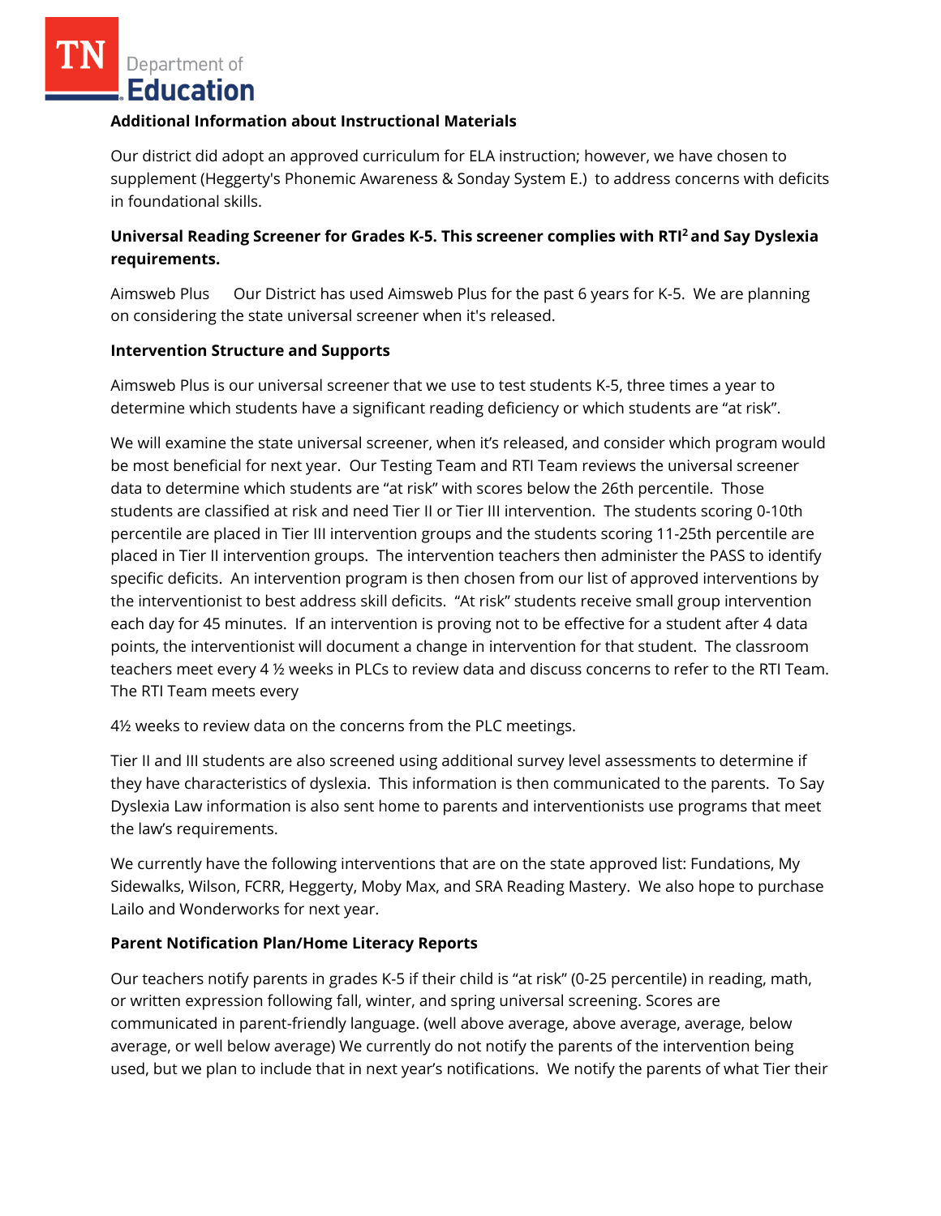**Additional Information about Instructional Materials**

Our district did adopt an approved curriculum for ELA instruction; however, we have chosen to supplement (Heggerty's Phonemic Awareness & Sonday System E.) to address concerns with deficits in foundational skills.

**Universal Reading Screener for Grades K-5. This screener complies with RTI² and Say Dyslexia requirements.**

Aimsweb Plus   Our District has used Aimsweb Plus for the past 6 years for K-5. We are planning on considering the state universal screener when it's released.

**Intervention Structure and Supports**

Aimsweb Plus is our universal screener that we use to test students K-5, three times a year to determine which students have a significant reading deficiency or which students are "at risk".

We will examine the state universal screener, when it's released, and consider which program would be most beneficial for next year. Our Testing Team and RTI Team reviews the universal screener data to determine which students are "at risk" with scores below the 26th percentile. Those students are classified at risk and need Tier II or Tier III intervention. The students scoring 0-10th percentile are placed in Tier III intervention groups and the students scoring 11-25th percentile are placed in Tier II intervention groups. The intervention teachers then administer the PASS to identify specific deficits. An intervention program is then chosen from our list of approved interventions by the interventionist to best address skill deficits. "At risk" students receive small group intervention each day for 45 minutes. If an intervention is proving not to be effective for a student after 4 data points, the interventionist will document a change in intervention for that student. The classroom teachers meet every 4 ½ weeks in PLCs to review data and discuss concerns to refer to the RTI Team. The RTI Team meets every

4½ weeks to review data on the concerns from the PLC meetings.

Tier II and III students are also screened using additional survey level assessments to determine if they have characteristics of dyslexia. This information is then communicated to the parents. To Say Dyslexia Law information is also sent home to parents and interventionists use programs that meet the law's requirements.

We currently have the following interventions that are on the state approved list: Fundations, My Sidewalks, Wilson, FCRR, Heggerty, Moby Max, and SRA Reading Mastery. We also hope to purchase Lailo and Wonderworks for next year.

**Parent Notification Plan/Home Literacy Reports**

Our teachers notify parents in grades K-5 if their child is "at risk" (0-25 percentile) in reading, math, or written expression following fall, winter, and spring universal screening. Scores are communicated in parent-friendly language. (well above average, above average, average, below average, or well below average) We currently do not notify the parents of the intervention being used, but we plan to include that in next year's notifications. We notify the parents of what Tier their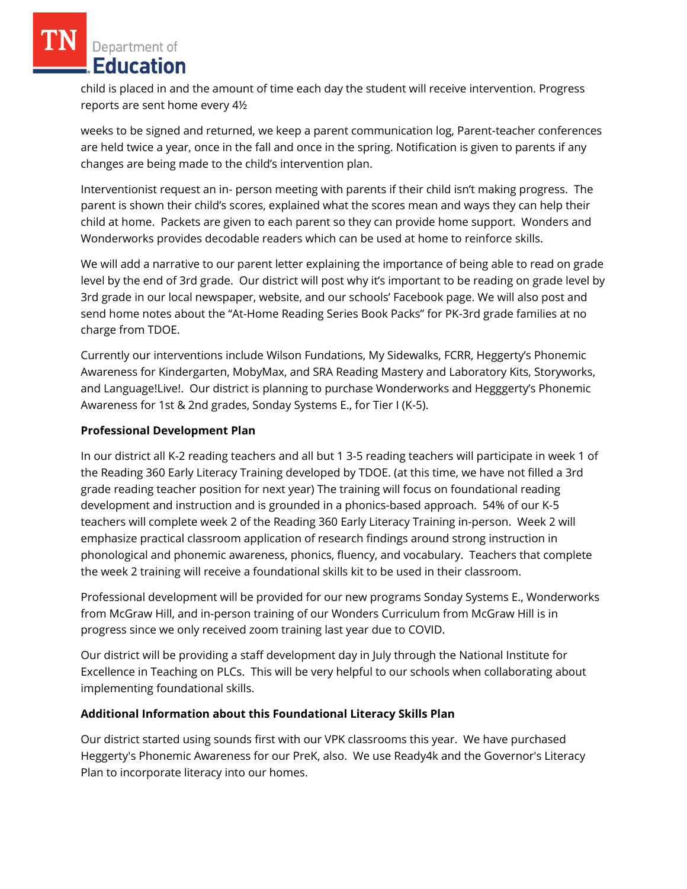child is placed in and the amount of time each day the student will receive intervention. Progress reports are sent home every 4½

weeks to be signed and returned, we keep a parent communication log, Parent-teacher conferences are held twice a year, once in the fall and once in the spring. Notification is given to parents if any changes are being made to the child's intervention plan.

Interventionist request an in- person meeting with parents if their child isn't making progress. The parent is shown their child's scores, explained what the scores mean and ways they can help their child at home. Packets are given to each parent so they can provide home support. Wonders and Wonderworks provides decodable readers which can be used at home to reinforce skills.

We will add a narrative to our parent letter explaining the importance of being able to read on grade level by the end of 3rd grade. Our district will post why it's important to be reading on grade level by 3rd grade in our local newspaper, website, and our schools' Facebook page. We will also post and send home notes about the "At-Home Reading Series Book Packs" for PK-3rd grade families at no charge from TDOE.

Currently our interventions include Wilson Fundations, My Sidewalks, FCRR, Heggerty's Phonemic Awareness for Kindergarten, MobyMax, and SRA Reading Mastery and Laboratory Kits, Storyworks, and Language!Live!. Our district is planning to purchase Wonderworks and Hegggerty's Phonemic Awareness for 1st & 2nd grades, Sonday Systems E., for Tier I (K-5).

**Professional Development Plan**

In our district all K-2 reading teachers and all but 1 3-5 reading teachers will participate in week 1 of the Reading 360 Early Literacy Training developed by TDOE. (at this time, we have not filled a 3rd grade reading teacher position for next year) The training will focus on foundational reading development and instruction and is grounded in a phonics-based approach. 54% of our K-5 teachers will complete week 2 of the Reading 360 Early Literacy Training in-person. Week 2 will emphasize practical classroom application of research findings around strong instruction in phonological and phonemic awareness, phonics, fluency, and vocabulary. Teachers that complete the week 2 training will receive a foundational skills kit to be used in their classroom.

Professional development will be provided for our new programs Sonday Systems E., Wonderworks from McGraw Hill, and in-person training of our Wonders Curriculum from McGraw Hill is in progress since we only received zoom training last year due to COVID.

Our district will be providing a staff development day in July through the National Institute for Excellence in Teaching on PLCs. This will be very helpful to our schools when collaborating about implementing foundational skills.

**Additional Information about this Foundational Literacy Skills Plan**

Our district started using sounds first with our VPK classrooms this year. We have purchased Heggerty's Phonemic Awareness for our PreK, also. We use Ready4k and the Governor's Literacy Plan to incorporate literacy into our homes.